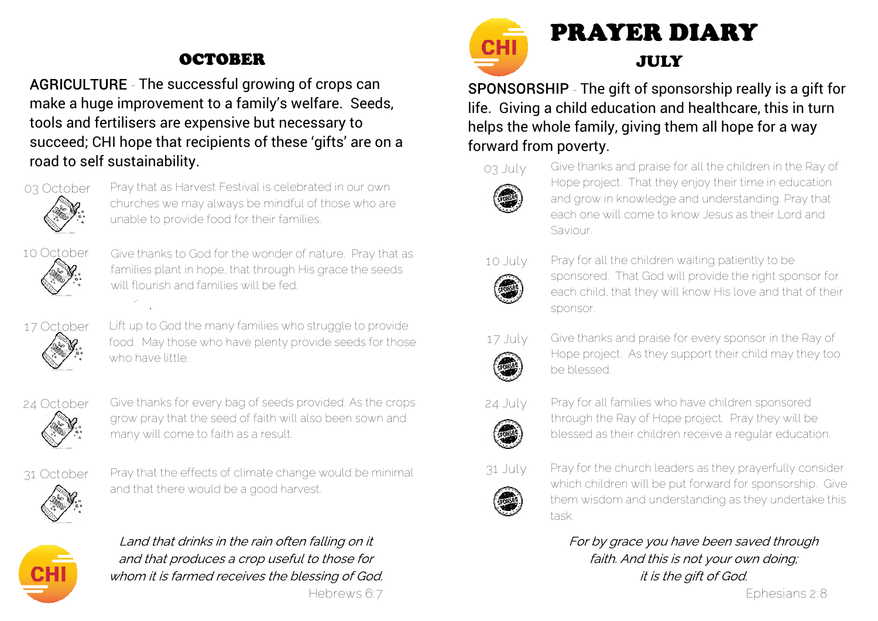## OCTOBER

AGRICULTURE - The successful growing of crops can make a huge improvement to a family's welfare. Seeds, tools and fertilisers are expensive but necessary to succeed; CHI hope that recipients of these 'gifts' are on a road to self sustainability.

03 October
Pray that as Harvest Festival is celebrated in our own churches we may always be mindful of those who are unable to provide food for their families.

10 October
Give thanks to God for the wonder of nature. Pray that as families plant in hope, that through His grace the seeds will flourish and families will be fed.

17 October
Lift up to God the many families who struggle to provide food. May those who have plenty provide seeds for those who have little.

24 October
Give thanks for every bag of seeds provided. As the crops grow pray that the seed of faith will also been sown and many will come to faith as a result.

31 October
Pray that the effects of climate change would be minimal and that there would be a good harvest.

*Land that drinks in the rain often falling on it and that produces a crop useful to those for whom it is farmed receives the blessing of God.*
Hebrews 6:7

# PRAYER DIARY

## JULY

SPONSORSHIP - The gift of sponsorship really is a gift for life. Giving a child education and healthcare, this in turn helps the whole family, giving them all hope for a way forward from poverty.

03 July
Give thanks and praise for all the children in the Ray of Hope project. That they enjoy their time in education and grow in knowledge and understanding. Pray that each one will come to know Jesus as their Lord and Saviour.

10 July
Pray for all the children waiting patiently to be sponsored. That God will provide the right sponsor for each child, that they will know His love and that of their sponsor.

17 July
Give thanks and praise for every sponsor in the Ray of Hope project. As they support their child may they too be blessed.

24 July
Pray for all families who have children sponsored through the Ray of Hope project. Pray they will be blessed as their children receive a regular education.

31 July
Pray for the church leaders as they prayerfully consider which children will be put forward for sponsorship. Give them wisdom and understanding as they undertake this task.

*For by grace you have been saved through faith. And this is not your own doing; it is the gift of God.*
Ephesians 2:8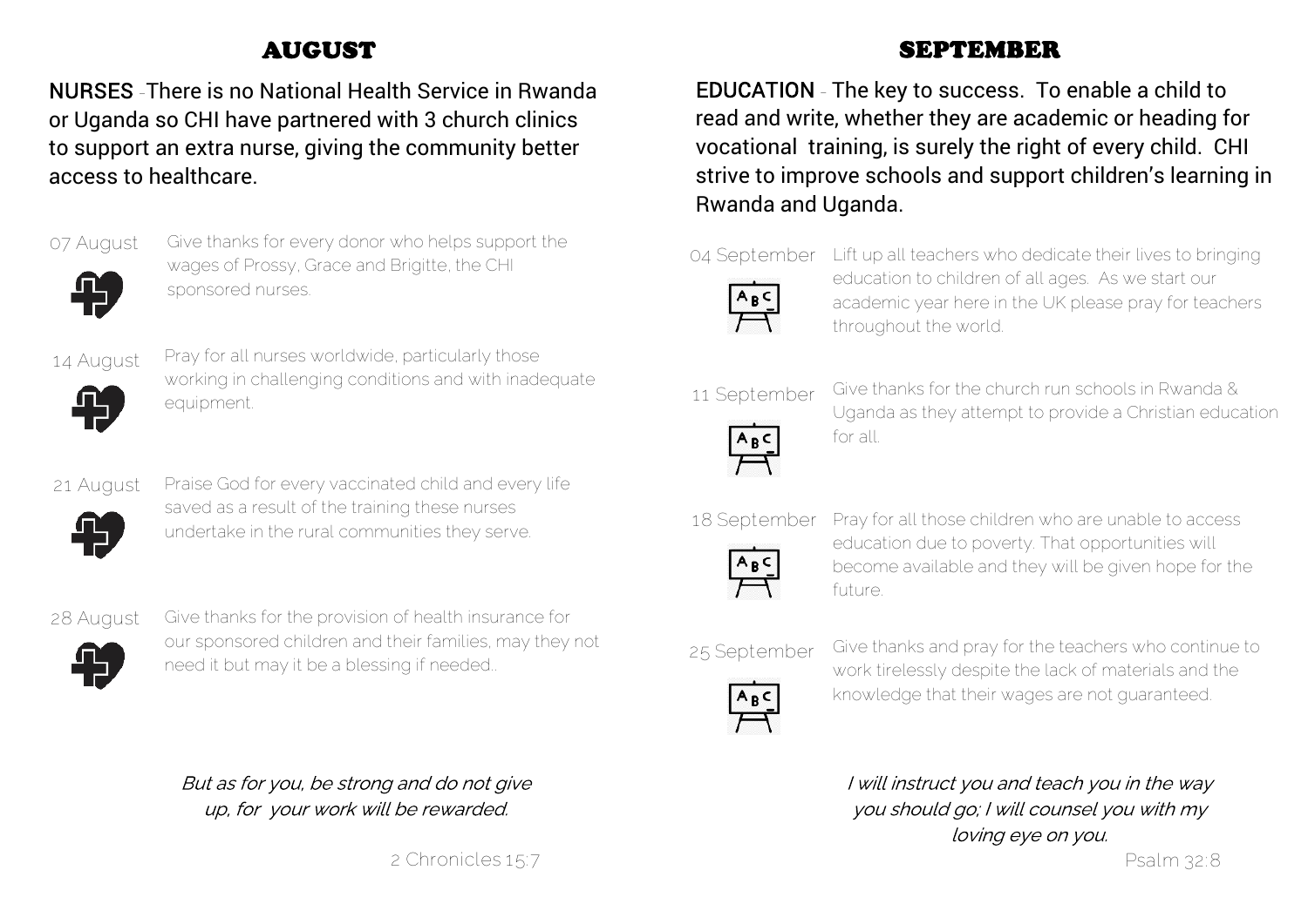## AUGUST

NURSES -There is no National Health Service in Rwanda or Uganda so CHI have partnered with 3 church clinics to support an extra nurse, giving the community better access to healthcare.

07 August
Give thanks for every donor who helps support the wages of Prossy, Grace and Brigitte, the CHI sponsored nurses.

14 August
Pray for all nurses worldwide, particularly those working in challenging conditions and with inadequate equipment.

21 August
Praise God for every vaccinated child and every life saved as a result of the training these nurses undertake in the rural communities they serve.

28 August
Give thanks for the provision of health insurance for our sponsored children and their families, may they not need it but may it be a blessing if needed..

*But as for you, be strong and do not give up, for your work will be rewarded.*

2 Chronicles 15:7

## SEPTEMBER

EDUCATION - The key to success. To enable a child to read and write, whether they are academic or heading for vocational training, is surely the right of every child. CHI strive to improve schools and support children's learning in Rwanda and Uganda.

04 September
Lift up all teachers who dedicate their lives to bringing education to children of all ages. As we start our academic year here in the UK please pray for teachers throughout the world.

11 September
Give thanks for the church run schools in Rwanda & Uganda as they attempt to provide a Christian education for all.

18 September
Pray for all those children who are unable to access education due to poverty. That opportunities will become available and they will be given hope for the future.

25 September
Give thanks and pray for the teachers who continue to work tirelessly despite the lack of materials and the knowledge that their wages are not guaranteed.

*I will instruct you and teach you in the way you should go; I will counsel you with my loving eye on you.*

Psalm 32:8